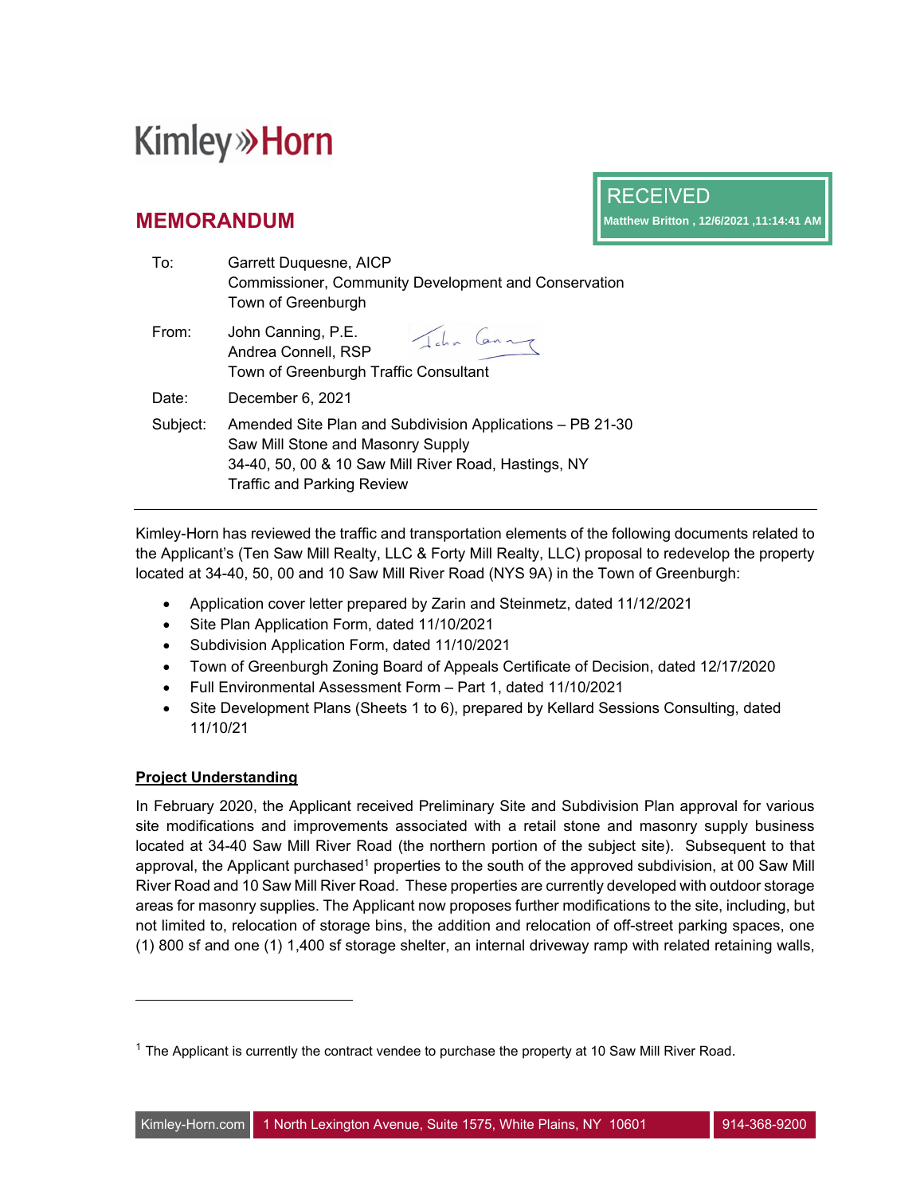Kimley»Horn

RECEIVED
Matthew Britton , 12/6/2021 ,11:14:41 AM

## MEMORANDUM

| | |
|---|---|
| To: | Garrett Duquesne, AICP<br>Commissioner, Community Development and Conservation<br>Town of Greenburgh |
| From: | John Canning, P.E.<br>Andrea Connell, RSP<br>Town of Greenburgh Traffic Consultant |
| Date: | December 6, 2021 |
| Subject: | Amended Site Plan and Subdivision Applications – PB 21-30<br>Saw Mill Stone and Masonry Supply<br>34-40, 50, 00 & 10 Saw Mill River Road, Hastings, NY<br>Traffic and Parking Review |

---

Kimley-Horn has reviewed the traffic and transportation elements of the following documents related to the Applicant's (Ten Saw Mill Realty, LLC & Forty Mill Realty, LLC) proposal to redevelop the property located at 34-40, 50, 00 and 10 Saw Mill River Road (NYS 9A) in the Town of Greenburgh:

- Application cover letter prepared by Zarin and Steinmetz, dated 11/12/2021
- Site Plan Application Form, dated 11/10/2021
- Subdivision Application Form, dated 11/10/2021
- Town of Greenburgh Zoning Board of Appeals Certificate of Decision, dated 12/17/2020
- Full Environmental Assessment Form – Part 1, dated 11/10/2021
- Site Development Plans (Sheets 1 to 6), prepared by Kellard Sessions Consulting, dated 11/10/21

**Project Understanding**

In February 2020, the Applicant received Preliminary Site and Subdivision Plan approval for various site modifications and improvements associated with a retail stone and masonry supply business located at 34-40 Saw Mill River Road (the northern portion of the subject site). Subsequent to that approval, the Applicant purchased[1] properties to the south of the approved subdivision, at 00 Saw Mill River Road and 10 Saw Mill River Road. These properties are currently developed with outdoor storage areas for masonry supplies. The Applicant now proposes further modifications to the site, including, but not limited to, relocation of storage bins, the addition and relocation of off-street parking spaces, one (1) 800 sf and one (1) 1,400 sf storage shelter, an internal driveway ramp with related retaining walls,

[1] The Applicant is currently the contract vendee to purchase the property at 10 Saw Mill River Road.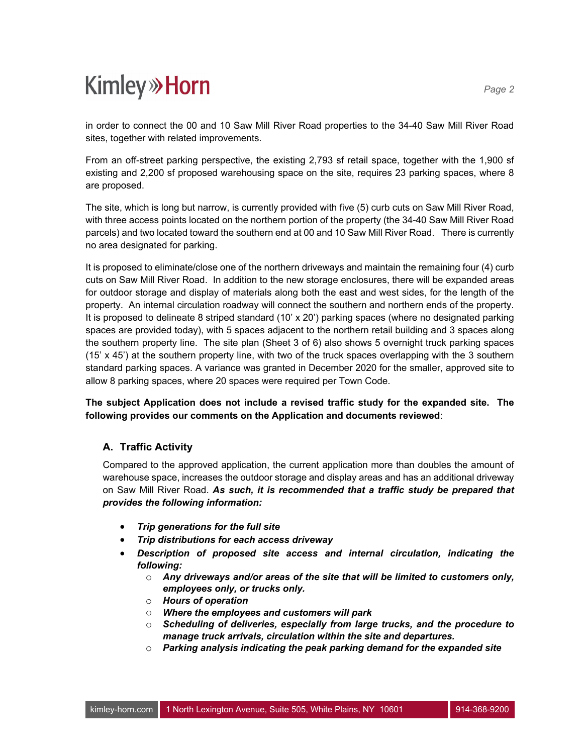in order to connect the 00 and 10 Saw Mill River Road properties to the 34-40 Saw Mill River Road sites, together with related improvements.

From an off-street parking perspective, the existing 2,793 sf retail space, together with the 1,900 sf existing and 2,200 sf proposed warehousing space on the site, requires 23 parking spaces, where 8 are proposed.

The site, which is long but narrow, is currently provided with five (5) curb cuts on Saw Mill River Road, with three access points located on the northern portion of the property (the 34-40 Saw Mill River Road parcels) and two located toward the southern end at 00 and 10 Saw Mill River Road. There is currently no area designated for parking.

It is proposed to eliminate/close one of the northern driveways and maintain the remaining four (4) curb cuts on Saw Mill River Road. In addition to the new storage enclosures, there will be expanded areas for outdoor storage and display of materials along both the east and west sides, for the length of the property. An internal circulation roadway will connect the southern and northern ends of the property. It is proposed to delineate 8 striped standard (10' x 20') parking spaces (where no designated parking spaces are provided today), with 5 spaces adjacent to the northern retail building and 3 spaces along the southern property line. The site plan (Sheet 3 of 6) also shows 5 overnight truck parking spaces (15' x 45') at the southern property line, with two of the truck spaces overlapping with the 3 southern standard parking spaces. A variance was granted in December 2020 for the smaller, approved site to allow 8 parking spaces, where 20 spaces were required per Town Code.

**The subject Application does not include a revised traffic study for the expanded site. The following provides our comments on the Application and documents reviewed**:

## A. Traffic Activity

Compared to the approved application, the current application more than doubles the amount of warehouse space, increases the outdoor storage and display areas and has an additional driveway on Saw Mill River Road. ***As such, it is recommended that a traffic study be prepared that provides the following information:***

- ***Trip generations for the full site***
- ***Trip distributions for each access driveway***
- ***Description of proposed site access and internal circulation, indicating the following:***
  - ***Any driveways and/or areas of the site that will be limited to customers only, employees only, or trucks only.***
  - ***Hours of operation***
  - ***Where the employees and customers will park***
  - ***Scheduling of deliveries, especially from large trucks, and the procedure to manage truck arrivals, circulation within the site and departures.***
  - ***Parking analysis indicating the peak parking demand for the expanded site***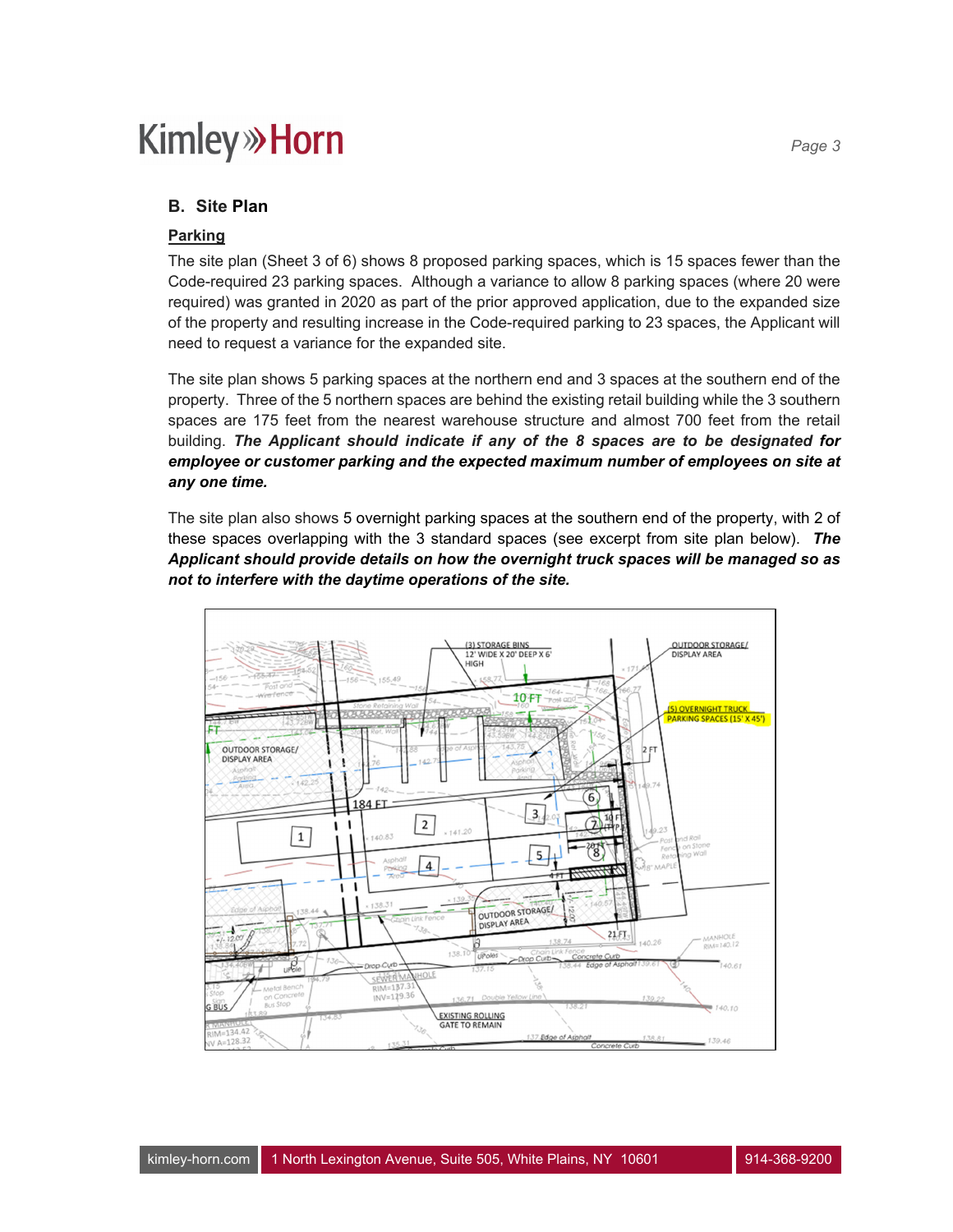## B. Site Plan

### Parking

The site plan (Sheet 3 of 6) shows 8 proposed parking spaces, which is 15 spaces fewer than the Code-required 23 parking spaces. Although a variance to allow 8 parking spaces (where 20 were required) was granted in 2020 as part of the prior approved application, due to the expanded size of the property and resulting increase in the Code-required parking to 23 spaces, the Applicant will need to request a variance for the expanded site.

The site plan shows 5 parking spaces at the northern end and 3 spaces at the southern end of the property. Three of the 5 northern spaces are behind the existing retail building while the 3 southern spaces are 175 feet from the nearest warehouse structure and almost 700 feet from the retail building. ***The Applicant should indicate if any of the 8 spaces are to be designated for employee or customer parking and the expected maximum number of employees on site at any one time.***

The site plan also shows 5 overnight parking spaces at the southern end of the property, with 2 of these spaces overlapping with the 3 standard spaces (see excerpt from site plan below). ***The Applicant should provide details on how the overnight truck spaces will be managed so as not to interfere with the daytime operations of the site.***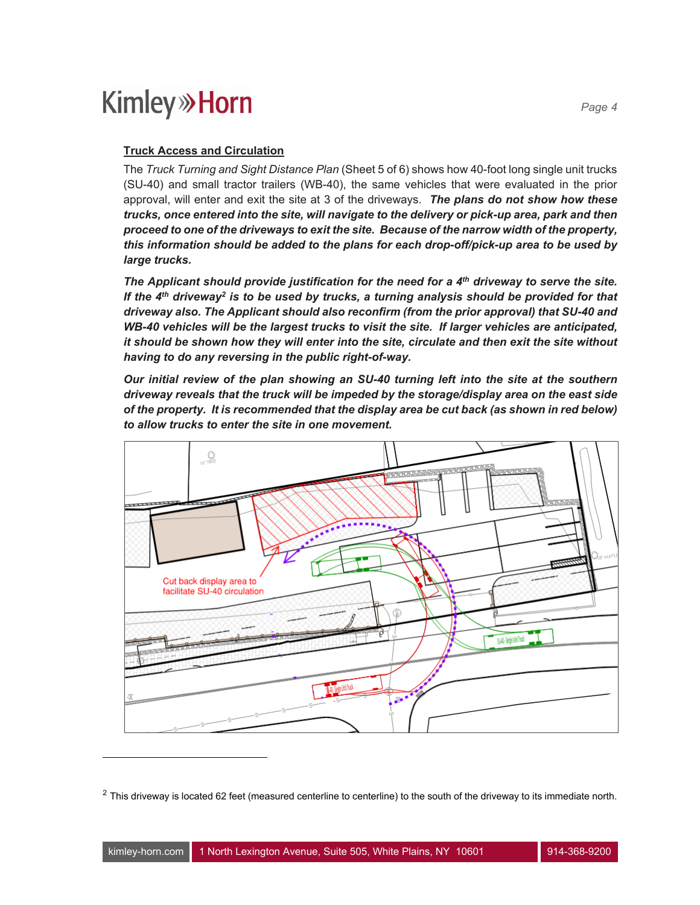## Truck Access and Circulation

The *Truck Turning and Sight Distance Plan* (Sheet 5 of 6) shows how 40-foot long single unit trucks (SU-40) and small tractor trailers (WB-40), the same vehicles that were evaluated in the prior approval, will enter and exit the site at 3 of the driveways. ***The plans do not show how these trucks, once entered into the site, will navigate to the delivery or pick-up area, park and then proceed to one of the driveways to exit the site. Because of the narrow width of the property, this information should be added to the plans for each drop-off/pick-up area to be used by large trucks.***

***The Applicant should provide justification for the need for a 4th driveway to serve the site. If the 4th driveway[2] is to be used by trucks, a turning analysis should be provided for that driveway also. The Applicant should also reconfirm (from the prior approval) that SU-40 and WB-40 vehicles will be the largest trucks to visit the site. If larger vehicles are anticipated, it should be shown how they will enter into the site, circulate and then exit the site without having to do any reversing in the public right-of-way.***

***Our initial review of the plan showing an SU-40 turning left into the site at the southern driveway reveals that the truck will be impeded by the storage/display area on the east side of the property. It is recommended that the display area be cut back (as shown in red below) to allow trucks to enter the site in one movement.***

Cut back display area to facilitate SU-40 circulation

[2] This driveway is located 62 feet (measured centerline to centerline) to the south of the driveway to its immediate north.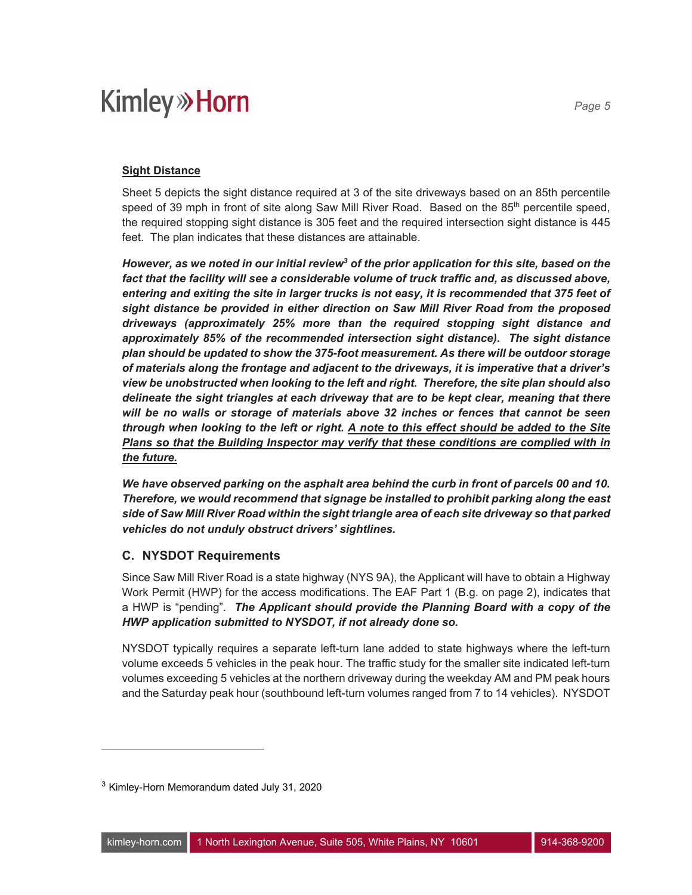**Sight Distance**

Sheet 5 depicts the sight distance required at 3 of the site driveways based on an 85th percentile speed of 39 mph in front of site along Saw Mill River Road. Based on the 85th percentile speed, the required stopping sight distance is 305 feet and the required intersection sight distance is 445 feet. The plan indicates that these distances are attainable.

***However, as we noted in our initial review[3] of the prior application for this site, based on the fact that the facility will see a considerable volume of truck traffic and, as discussed above, entering and exiting the site in larger trucks is not easy, it is recommended that 375 feet of sight distance be provided in either direction on Saw Mill River Road from the proposed driveways (approximately 25% more than the required stopping sight distance and approximately 85% of the recommended intersection sight distance). The sight distance plan should be updated to show the 375-foot measurement. As there will be outdoor storage of materials along the frontage and adjacent to the driveways, it is imperative that a driver's view be unobstructed when looking to the left and right. Therefore, the site plan should also delineate the sight triangles at each driveway that are to be kept clear, meaning that there will be no walls or storage of materials above 32 inches or fences that cannot be seen through when looking to the left or right. <u>A note to this effect should be added to the Site Plans so that the Building Inspector may verify that these conditions are complied with in the future.</u>***

***We have observed parking on the asphalt area behind the curb in front of parcels 00 and 10. Therefore, we would recommend that signage be installed to prohibit parking along the east side of Saw Mill River Road within the sight triangle area of each site driveway so that parked vehicles do not unduly obstruct drivers' sightlines.***

## C. NYSDOT Requirements

Since Saw Mill River Road is a state highway (NYS 9A), the Applicant will have to obtain a Highway Work Permit (HWP) for the access modifications. The EAF Part 1 (B.g. on page 2), indicates that a HWP is "pending". ***The Applicant should provide the Planning Board with a copy of the HWP application submitted to NYSDOT, if not already done so.***

NYSDOT typically requires a separate left-turn lane added to state highways where the left-turn volume exceeds 5 vehicles in the peak hour. The traffic study for the smaller site indicated left-turn volumes exceeding 5 vehicles at the northern driveway during the weekday AM and PM peak hours and the Saturday peak hour (southbound left-turn volumes ranged from 7 to 14 vehicles). NYSDOT

[3] Kimley-Horn Memorandum dated July 31, 2020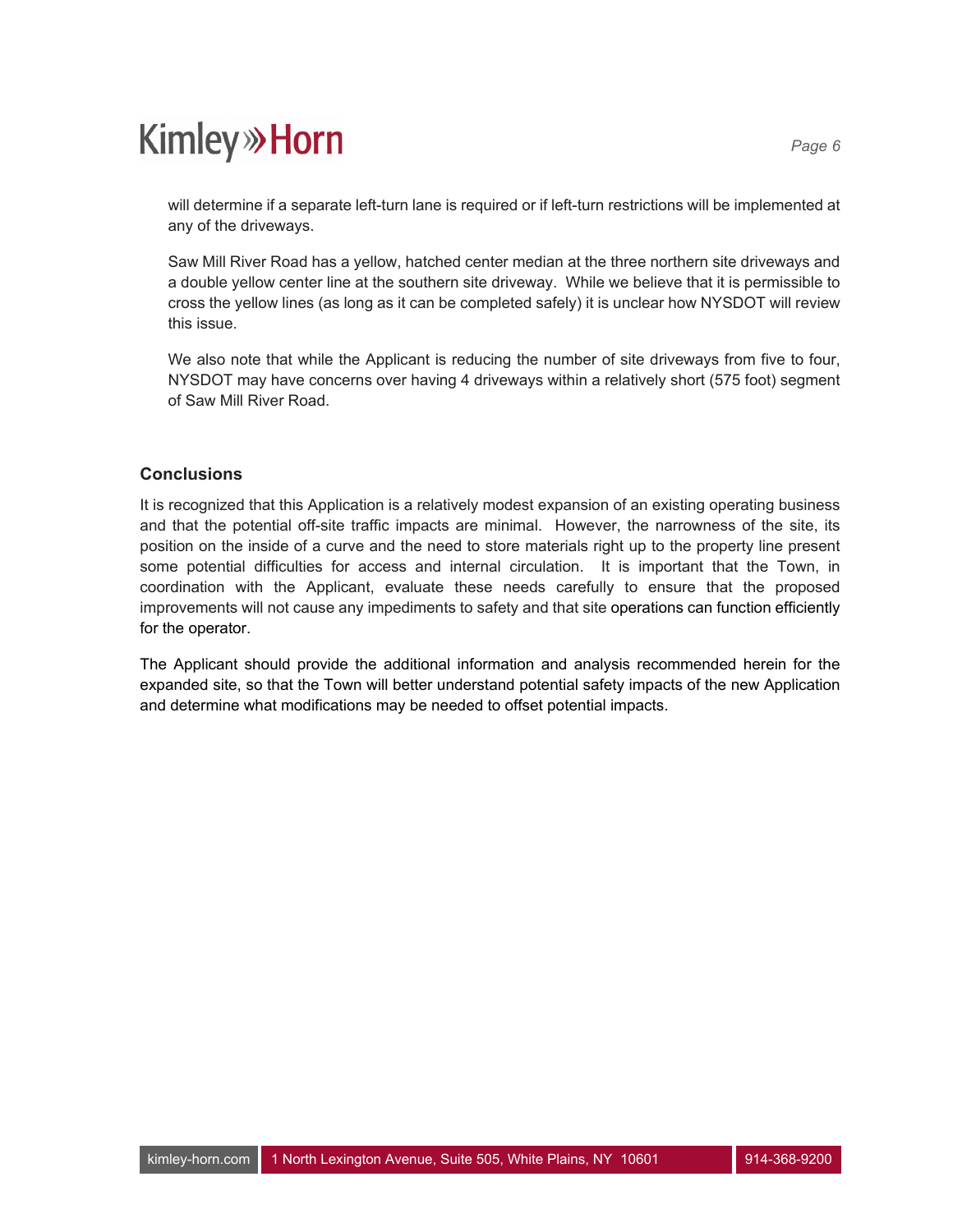will determine if a separate left-turn lane is required or if left-turn restrictions will be implemented at any of the driveways.

Saw Mill River Road has a yellow, hatched center median at the three northern site driveways and a double yellow center line at the southern site driveway. While we believe that it is permissible to cross the yellow lines (as long as it can be completed safely) it is unclear how NYSDOT will review this issue.

We also note that while the Applicant is reducing the number of site driveways from five to four, NYSDOT may have concerns over having 4 driveways within a relatively short (575 foot) segment of Saw Mill River Road.

## Conclusions

It is recognized that this Application is a relatively modest expansion of an existing operating business and that the potential off-site traffic impacts are minimal. However, the narrowness of the site, its position on the inside of a curve and the need to store materials right up to the property line present some potential difficulties for access and internal circulation. It is important that the Town, in coordination with the Applicant, evaluate these needs carefully to ensure that the proposed improvements will not cause any impediments to safety and that site operations can function efficiently for the operator.

The Applicant should provide the additional information and analysis recommended herein for the expanded site, so that the Town will better understand potential safety impacts of the new Application and determine what modifications may be needed to offset potential impacts.